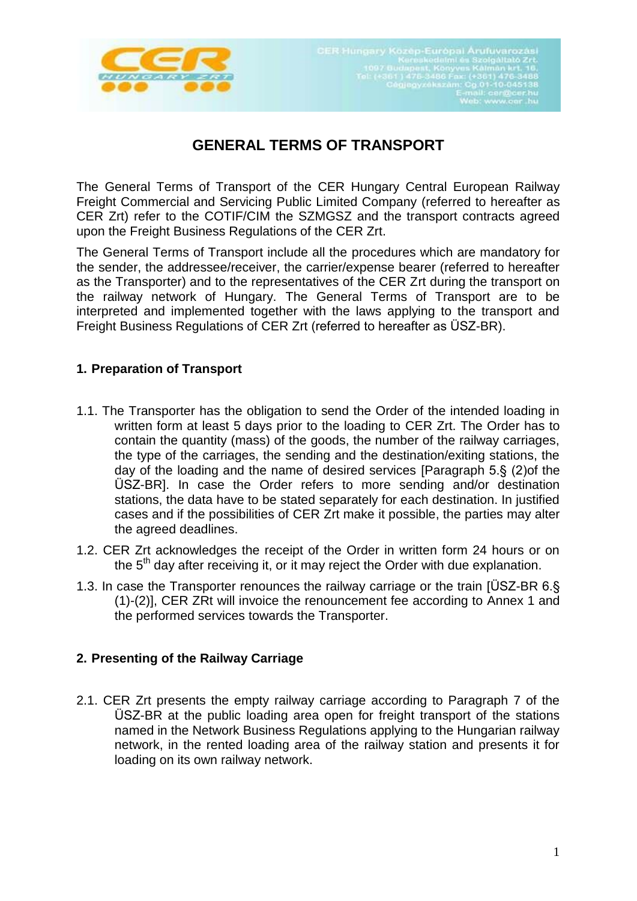# GENERAL TERMS OF TRANSPORT

The General Terms of Transport of the CER Hungary Central European Railway Freight Commercial and Servicing Public Limited Company (referred to hereafter as CER Zrt) refer to the COTIF/CIM the SZMGSZ and the transport contracts agreed upon the Freight Business Regulations of the CER Zrt.

The General Terms of Transport include all the procedures which are mandatory for the sender, the addressee/receiver, the carrier/expense bearer (referred to hereafter as the Transporter) and to the representatives of the CER Zrt during the transport on the railway network of Hungary. The General Terms of Transport are to be interpreted and implemented together with the laws applying to the transport and Freight Business Regulations of CER Zrt (referred to hereafter as ÜSZ-BR).

## 1. Preparation of Transport

1.1. The Transporter has the obligation to send the Order of the intended loading in written form at least 5 days prior to the loading to CER Zrt. The Order has to contain the quantity (mass) of the goods, the number of the railway carriages, the type of the carriages, the sending and the destination/exiting stations, the day of the loading and the name of desired services [Paragraph 5.§ (2)of the ÜSZ-BR]. In case the Order refers to more sending and/or destination stations, the data have to be stated separately for each destination. In justified cases and if the possibilities of CER Zrt make it possible, the parties may alter the agreed deadlines.

1.2. CER Zrt acknowledges the receipt of the Order in written form 24 hours or on the 5th day after receiving it, or it may reject the Order with due explanation.

1.3. In case the Transporter renounces the railway carriage or the train [ÜSZ-BR 6.§ (1)-(2)], CER ZRt will invoice the renouncement fee according to Annex 1 and the performed services towards the Transporter.

## 2. Presenting of the Railway Carriage

2.1. CER Zrt presents the empty railway carriage according to Paragraph 7 of the ÜSZ-BR at the public loading area open for freight transport of the stations named in the Network Business Regulations applying to the Hungarian railway network, in the rented loading area of the railway station and presents it for loading on its own railway network.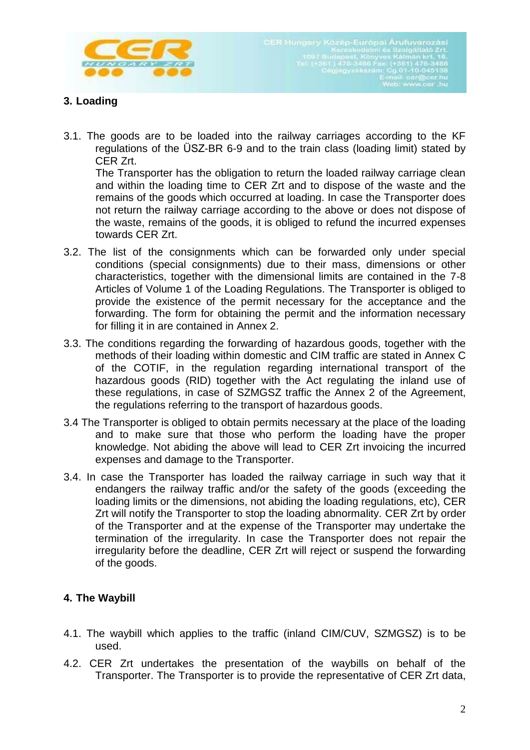## 3. Loading

3.1. The goods are to be loaded into the railway carriages according to the KF regulations of the ÜSZ-BR 6-9 and to the train class (loading limit) stated by CER Zrt.

The Transporter has the obligation to return the loaded railway carriage clean and within the loading time to CER Zrt and to dispose of the waste and the remains of the goods which occurred at loading. In case the Transporter does not return the railway carriage according to the above or does not dispose of the waste, remains of the goods, it is obliged to refund the incurred expenses towards CER Zrt.

3.2. The list of the consignments which can be forwarded only under special conditions (special consignments) due to their mass, dimensions or other characteristics, together with the dimensional limits are contained in the 7-8 Articles of Volume 1 of the Loading Regulations. The Transporter is obliged to provide the existence of the permit necessary for the acceptance and the forwarding. The form for obtaining the permit and the information necessary for filling it in are contained in Annex 2.

3.3. The conditions regarding the forwarding of hazardous goods, together with the methods of their loading within domestic and CIM traffic are stated in Annex C of the COTIF, in the regulation regarding international transport of the hazardous goods (RID) together with the Act regulating the inland use of these regulations, in case of SZMGSZ traffic the Annex 2 of the Agreement, the regulations referring to the transport of hazardous goods.

3.4 The Transporter is obliged to obtain permits necessary at the place of the loading and to make sure that those who perform the loading have the proper knowledge. Not abiding the above will lead to CER Zrt invoicing the incurred expenses and damage to the Transporter.

3.4. In case the Transporter has loaded the railway carriage in such way that it endangers the railway traffic and/or the safety of the goods (exceeding the loading limits or the dimensions, not abiding the loading regulations, etc), CER Zrt will notify the Transporter to stop the loading abnormality. CER Zrt by order of the Transporter and at the expense of the Transporter may undertake the termination of the irregularity. In case the Transporter does not repair the irregularity before the deadline, CER Zrt will reject or suspend the forwarding of the goods.

## 4. The Waybill

4.1. The waybill which applies to the traffic (inland CIM/CUV, SZMGSZ) is to be used.

4.2. CER Zrt undertakes the presentation of the waybills on behalf of the Transporter. The Transporter is to provide the representative of CER Zrt data,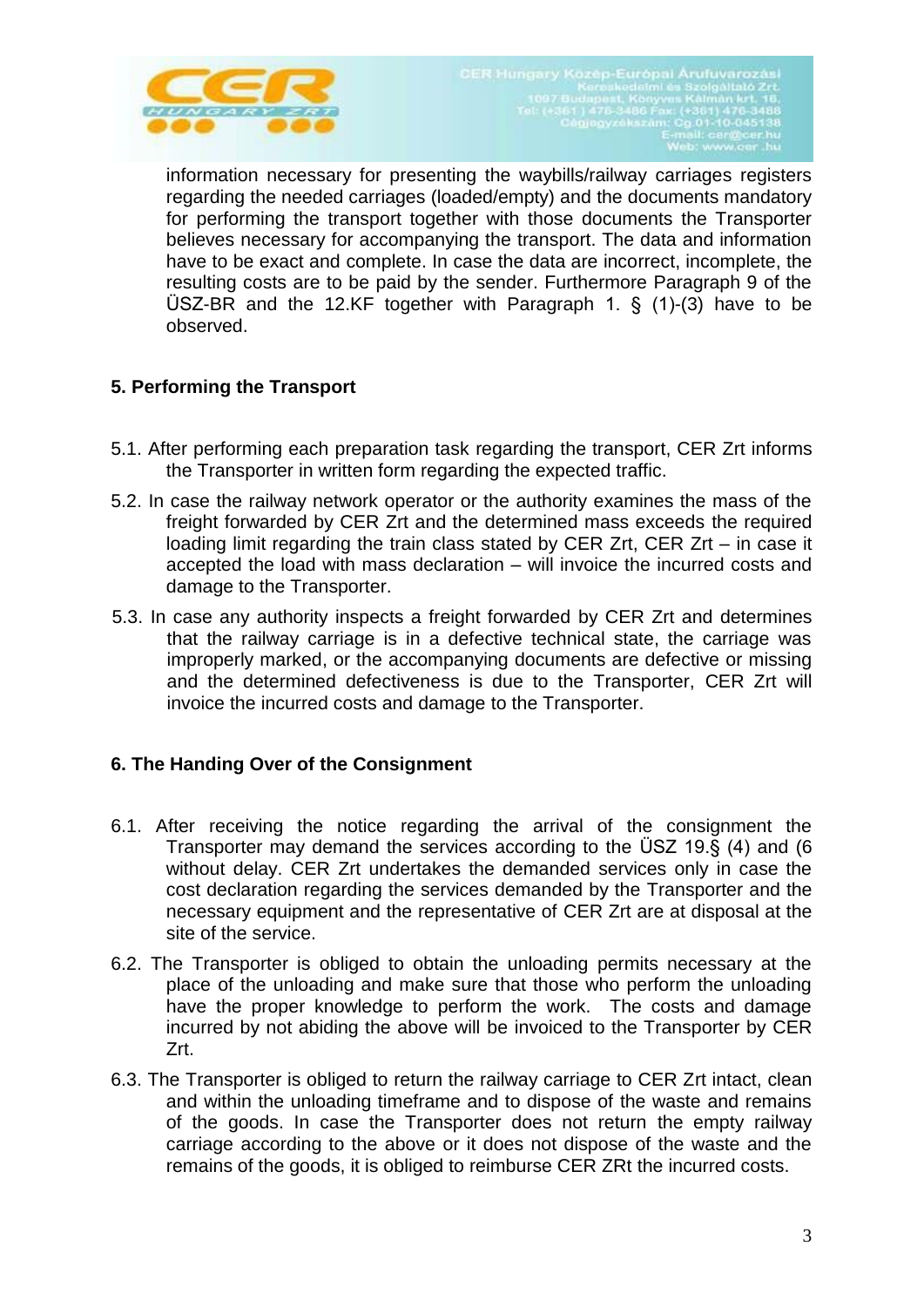information necessary for presenting the waybills/railway carriages registers regarding the needed carriages (loaded/empty) and the documents mandatory for performing the transport together with those documents the Transporter believes necessary for accompanying the transport. The data and information have to be exact and complete. In case the data are incorrect, incomplete, the resulting costs are to be paid by the sender. Furthermore Paragraph 9 of the ÜSZ-BR and the 12.KF together with Paragraph 1. § (1)-(3) have to be observed.

**5. Performing the Transport**

5.1. After performing each preparation task regarding the transport, CER Zrt informs the Transporter in written form regarding the expected traffic.

5.2. In case the railway network operator or the authority examines the mass of the freight forwarded by CER Zrt and the determined mass exceeds the required loading limit regarding the train class stated by CER Zrt, CER Zrt – in case it accepted the load with mass declaration – will invoice the incurred costs and damage to the Transporter.

5.3. In case any authority inspects a freight forwarded by CER Zrt and determines that the railway carriage is in a defective technical state, the carriage was improperly marked, or the accompanying documents are defective or missing and the determined defectiveness is due to the Transporter, CER Zrt will invoice the incurred costs and damage to the Transporter.

**6. The Handing Over of the Consignment**

6.1. After receiving the notice regarding the arrival of the consignment the Transporter may demand the services according to the ÜSZ 19.§ (4) and (6 without delay. CER Zrt undertakes the demanded services only in case the cost declaration regarding the services demanded by the Transporter and the necessary equipment and the representative of CER Zrt are at disposal at the site of the service.

6.2. The Transporter is obliged to obtain the unloading permits necessary at the place of the unloading and make sure that those who perform the unloading have the proper knowledge to perform the work. The costs and damage incurred by not abiding the above will be invoiced to the Transporter by CER Zrt.

6.3. The Transporter is obliged to return the railway carriage to CER Zrt intact, clean and within the unloading timeframe and to dispose of the waste and remains of the goods. In case the Transporter does not return the empty railway carriage according to the above or it does not dispose of the waste and the remains of the goods, it is obliged to reimburse CER ZRt the incurred costs.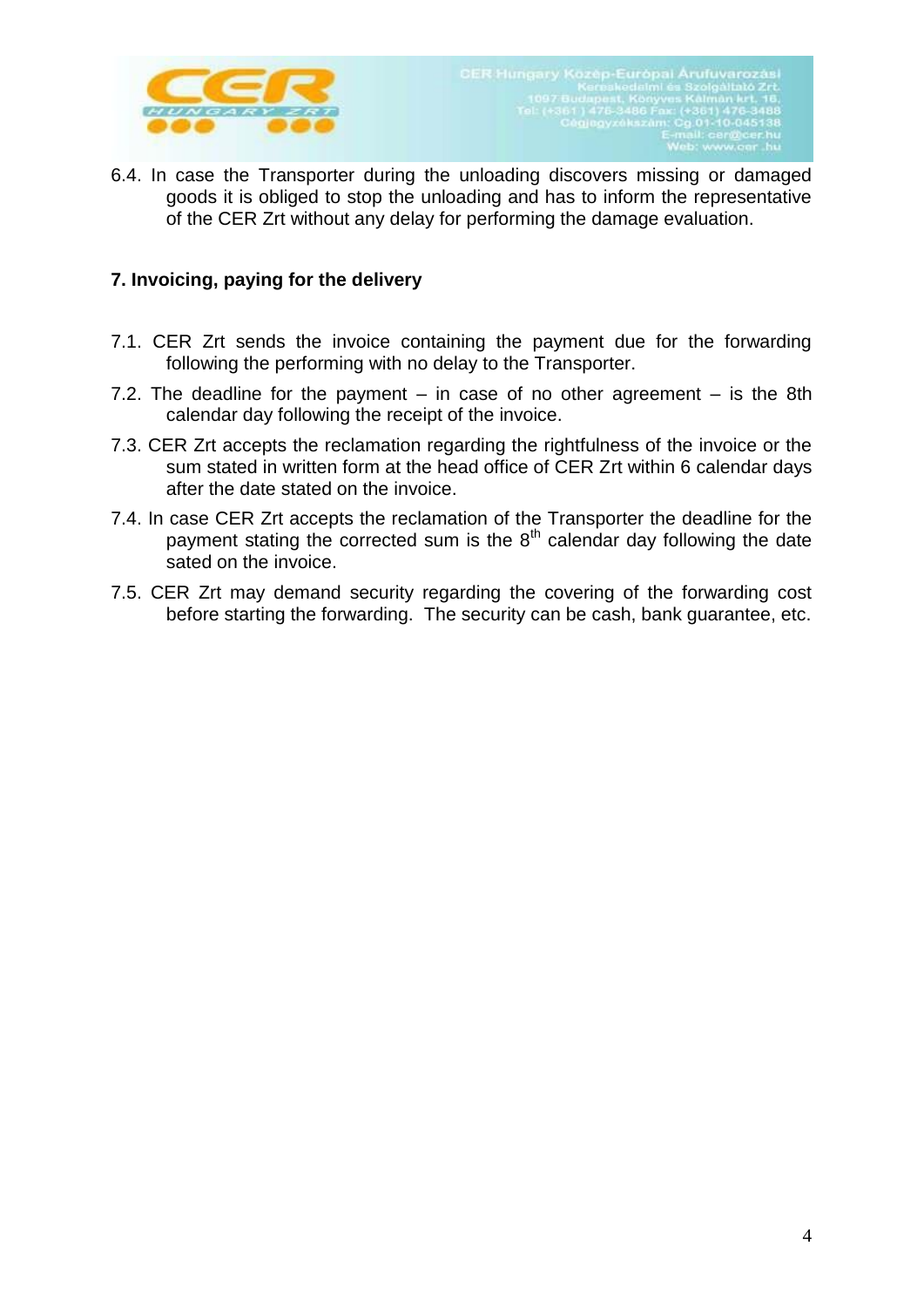6.4. In case the Transporter during the unloading discovers missing or damaged goods it is obliged to stop the unloading and has to inform the representative of the CER Zrt without any delay for performing the damage evaluation.

**7. Invoicing, paying for the delivery**

7.1. CER Zrt sends the invoice containing the payment due for the forwarding following the performing with no delay to the Transporter.

7.2. The deadline for the payment – in case of no other agreement – is the 8th calendar day following the receipt of the invoice.

7.3. CER Zrt accepts the reclamation regarding the rightfulness of the invoice or the sum stated in written form at the head office of CER Zrt within 6 calendar days after the date stated on the invoice.

7.4. In case CER Zrt accepts the reclamation of the Transporter the deadline for the payment stating the corrected sum is the 8th calendar day following the date sated on the invoice.

7.5. CER Zrt may demand security regarding the covering of the forwarding cost before starting the forwarding. The security can be cash, bank guarantee, etc.